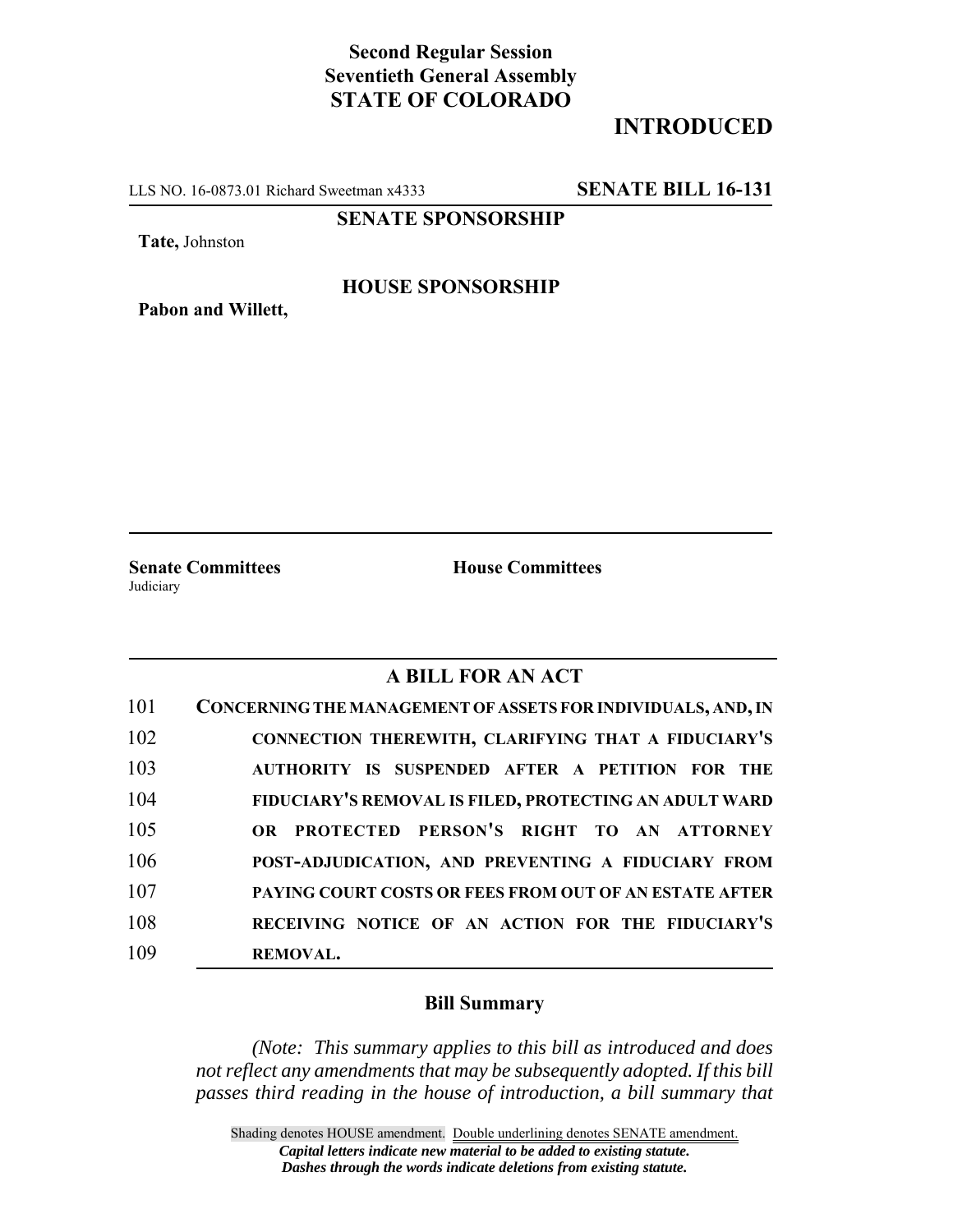**Second Regular Session**
**Seventieth General Assembly**
**STATE OF COLORADO**

# INTRODUCED

LLS NO. 16-0873.01 Richard Sweetman x4333 **SENATE BILL 16-131**

**SENATE SPONSORSHIP**

**Tate,** Johnston

**HOUSE SPONSORSHIP**

**Pabon and Willett,**

**Senate Committees**
Judiciary

**House Committees**

## A BILL FOR AN ACT

101 **CONCERNING THE MANAGEMENT OF ASSETS FOR INDIVIDUALS, AND, IN**
102 **CONNECTION THEREWITH, CLARIFYING THAT A FIDUCIARY'S**
103 **AUTHORITY IS SUSPENDED AFTER A PETITION FOR THE**
104 **FIDUCIARY'S REMOVAL IS FILED, PROTECTING AN ADULT WARD**
105 **OR PROTECTED PERSON'S RIGHT TO AN ATTORNEY**
106 **POST-ADJUDICATION, AND PREVENTING A FIDUCIARY FROM**
107 **PAYING COURT COSTS OR FEES FROM OUT OF AN ESTATE AFTER**
108 **RECEIVING NOTICE OF AN ACTION FOR THE FIDUCIARY'S**
109 **REMOVAL.**

### Bill Summary

*(Note: This summary applies to this bill as introduced and does not reflect any amendments that may be subsequently adopted. If this bill passes third reading in the house of introduction, a bill summary that*

Shading denotes HOUSE amendment. Double underlining denotes SENATE amendment.
***Capital letters indicate new material to be added to existing statute.***
***Dashes through the words indicate deletions from existing statute.***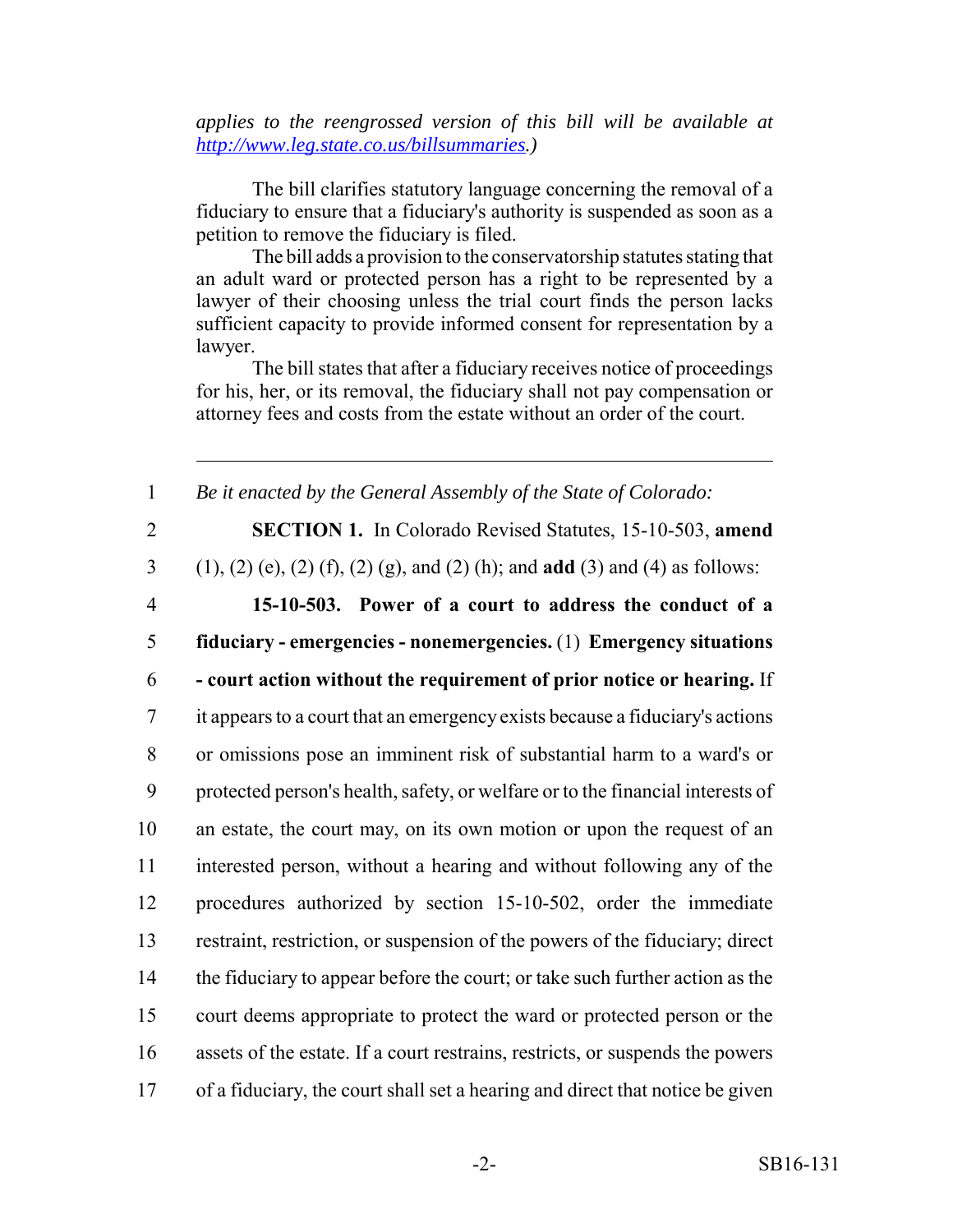*applies to the reengrossed version of this bill will be available at [http://www.leg.state.co.us/billsummaries](http://www.leg.state.co.us/billsummaries).)*

The bill clarifies statutory language concerning the removal of a fiduciary to ensure that a fiduciary's authority is suspended as soon as a petition to remove the fiduciary is filed.

The bill adds a provision to the conservatorship statutes stating that an adult ward or protected person has a right to be represented by a lawyer of their choosing unless the trial court finds the person lacks sufficient capacity to provide informed consent for representation by a lawyer.

The bill states that after a fiduciary receives notice of proceedings for his, her, or its removal, the fiduciary shall not pay compensation or attorney fees and costs from the estate without an order of the court.

---

1 *Be it enacted by the General Assembly of the State of Colorado:*

2 **SECTION 1.** In Colorado Revised Statutes, 15-10-503, **amend**
3 (1), (2) (e), (2) (f), (2) (g), and (2) (h); and **add** (3) and (4) as follows:

4 **15-10-503. Power of a court to address the conduct of a**
5 **fiduciary - emergencies - nonemergencies.** (1) **Emergency situations**
6 **- court action without the requirement of prior notice or hearing.** If
7 it appears to a court that an emergency exists because a fiduciary's actions
8 or omissions pose an imminent risk of substantial harm to a ward's or
9 protected person's health, safety, or welfare or to the financial interests of
10 an estate, the court may, on its own motion or upon the request of an
11 interested person, without a hearing and without following any of the
12 procedures authorized by section 15-10-502, order the immediate
13 restraint, restriction, or suspension of the powers of the fiduciary; direct
14 the fiduciary to appear before the court; or take such further action as the
15 court deems appropriate to protect the ward or protected person or the
16 assets of the estate. If a court restrains, restricts, or suspends the powers
17 of a fiduciary, the court shall set a hearing and direct that notice be given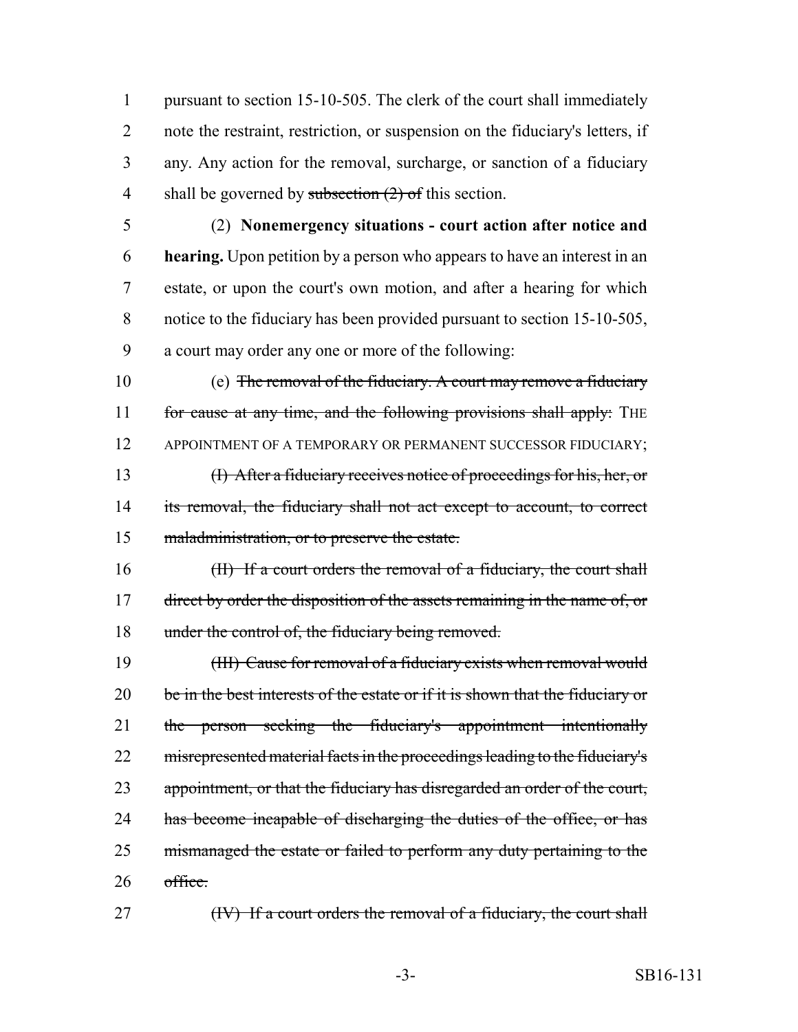pursuant to section 15-10-505. The clerk of the court shall immediately note the restraint, restriction, or suspension on the fiduciary's letters, if any. Any action for the removal, surcharge, or sanction of a fiduciary shall be governed by ~~subsection (2) of~~ this section.

(2) **Nonemergency situations - court action after notice and hearing.** Upon petition by a person who appears to have an interest in an estate, or upon the court's own motion, and after a hearing for which notice to the fiduciary has been provided pursuant to section 15-10-505, a court may order any one or more of the following:

(e) ~~The removal of the fiduciary. A court may remove a fiduciary for cause at any time, and the following provisions shall apply:~~ THE APPOINTMENT OF A TEMPORARY OR PERMANENT SUCCESSOR FIDUCIARY;

~~(I) After a fiduciary receives notice of proceedings for his, her, or its removal, the fiduciary shall not act except to account, to correct maladministration, or to preserve the estate.~~

~~(II) If a court orders the removal of a fiduciary, the court shall direct by order the disposition of the assets remaining in the name of, or under the control of, the fiduciary being removed.~~

~~(III) Cause for removal of a fiduciary exists when removal would be in the best interests of the estate or if it is shown that the fiduciary or the person seeking the fiduciary's appointment intentionally misrepresented material facts in the proceedings leading to the fiduciary's appointment, or that the fiduciary has disregarded an order of the court, has become incapable of discharging the duties of the office, or has mismanaged the estate or failed to perform any duty pertaining to the office.~~

~~(IV) If a court orders the removal of a fiduciary, the court shall~~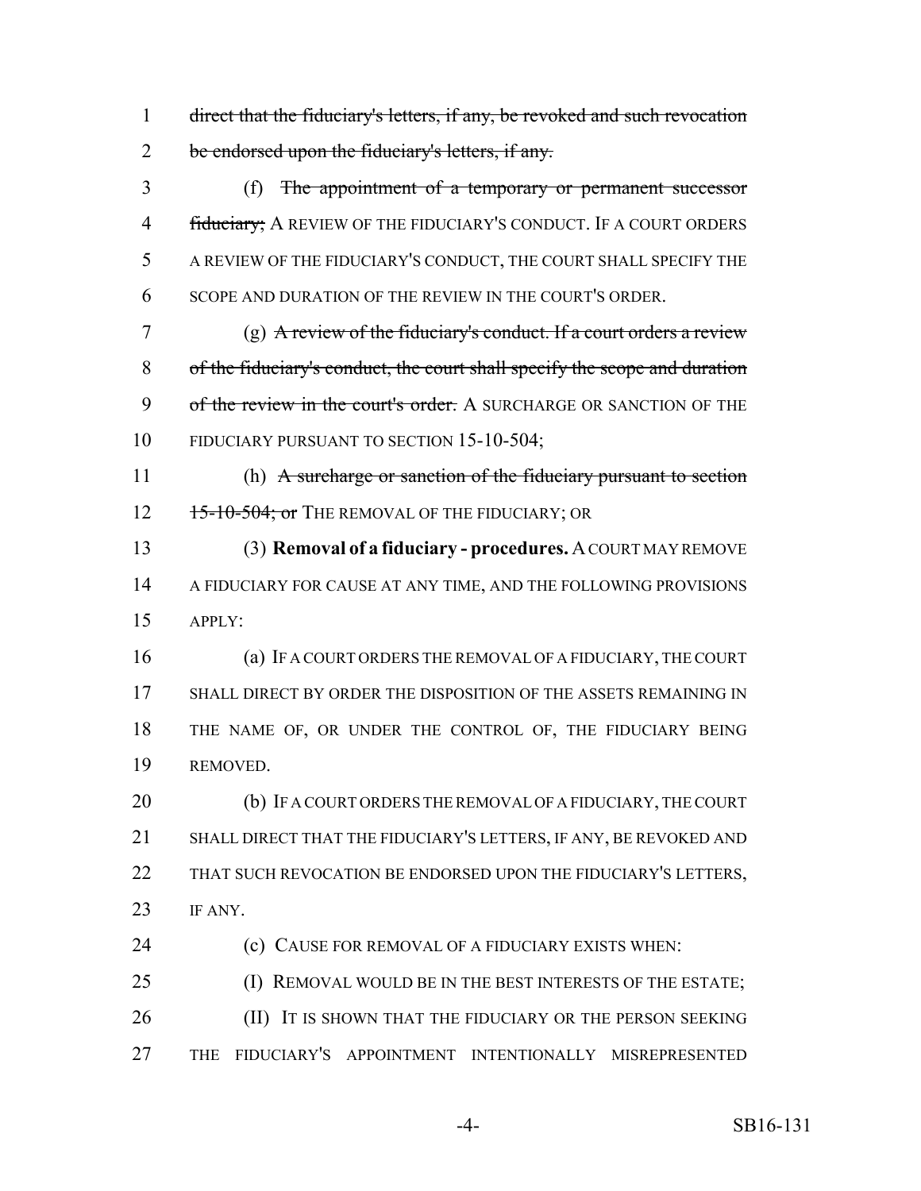direct that the fiduciary's letters, if any, be revoked and such revocation be endorsed upon the fiduciary's letters, if any.

(f) ~~The appointment of a temporary or permanent successor fiduciary;~~ A REVIEW OF THE FIDUCIARY'S CONDUCT. IF A COURT ORDERS A REVIEW OF THE FIDUCIARY'S CONDUCT, THE COURT SHALL SPECIFY THE SCOPE AND DURATION OF THE REVIEW IN THE COURT'S ORDER.

(g) ~~A review of the fiduciary's conduct. If a court orders a review of the fiduciary's conduct, the court shall specify the scope and duration of the review in the court's order.~~ A SURCHARGE OR SANCTION OF THE FIDUCIARY PURSUANT TO SECTION 15-10-504;

(h) ~~A surcharge or sanction of the fiduciary pursuant to section 15-10-504; or~~ THE REMOVAL OF THE FIDUCIARY; OR

(3) **Removal of a fiduciary - procedures.** A COURT MAY REMOVE A FIDUCIARY FOR CAUSE AT ANY TIME, AND THE FOLLOWING PROVISIONS APPLY:

(a) IF A COURT ORDERS THE REMOVAL OF A FIDUCIARY, THE COURT SHALL DIRECT BY ORDER THE DISPOSITION OF THE ASSETS REMAINING IN THE NAME OF, OR UNDER THE CONTROL OF, THE FIDUCIARY BEING REMOVED.

(b) IF A COURT ORDERS THE REMOVAL OF A FIDUCIARY, THE COURT SHALL DIRECT THAT THE FIDUCIARY'S LETTERS, IF ANY, BE REVOKED AND THAT SUCH REVOCATION BE ENDORSED UPON THE FIDUCIARY'S LETTERS, IF ANY.

(c) CAUSE FOR REMOVAL OF A FIDUCIARY EXISTS WHEN:

(I) REMOVAL WOULD BE IN THE BEST INTERESTS OF THE ESTATE;

(II) IT IS SHOWN THAT THE FIDUCIARY OR THE PERSON SEEKING THE FIDUCIARY'S APPOINTMENT INTENTIONALLY MISREPRESENTED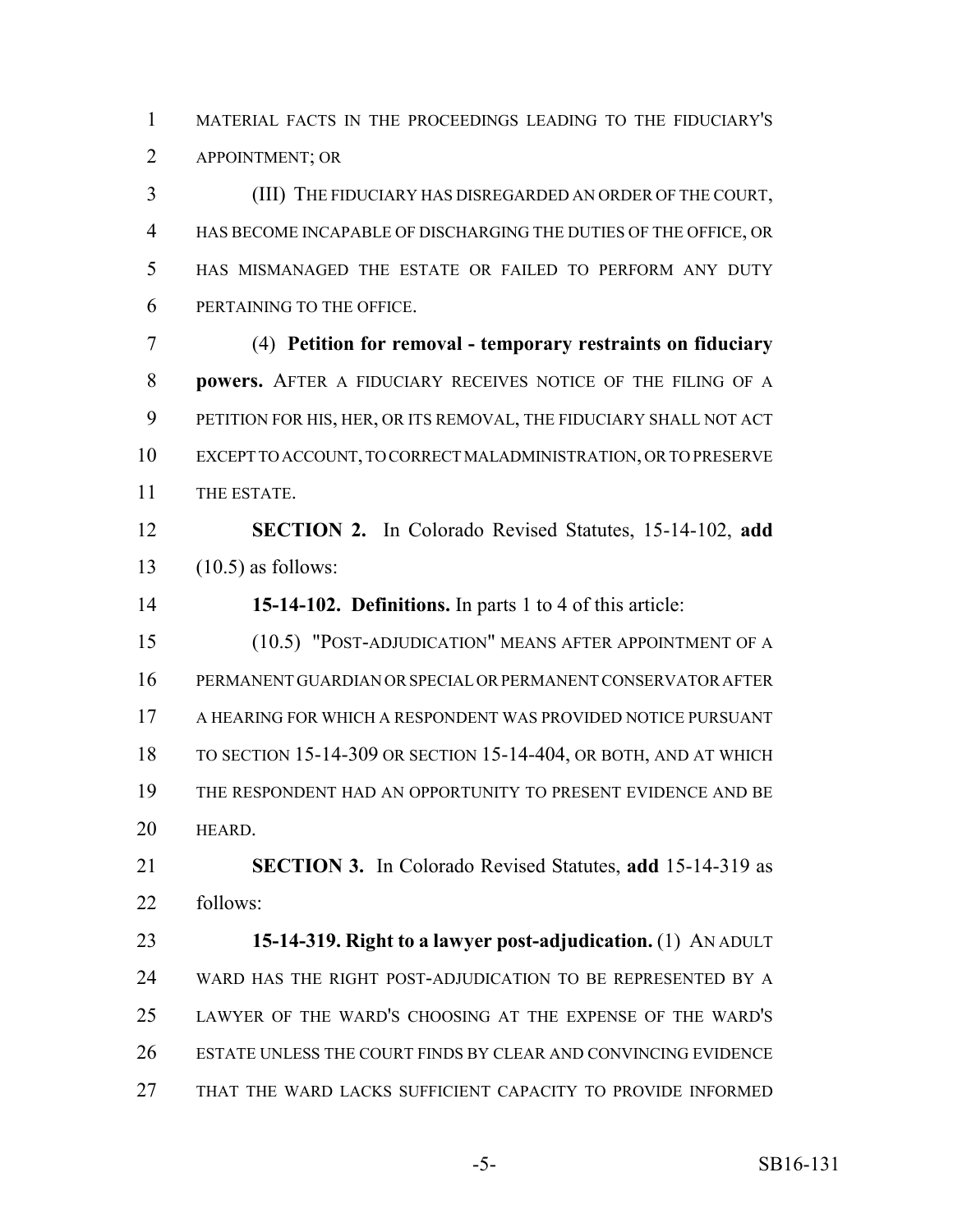MATERIAL FACTS IN THE PROCEEDINGS LEADING TO THE FIDUCIARY'S APPOINTMENT; OR

(III) THE FIDUCIARY HAS DISREGARDED AN ORDER OF THE COURT, HAS BECOME INCAPABLE OF DISCHARGING THE DUTIES OF THE OFFICE, OR HAS MISMANAGED THE ESTATE OR FAILED TO PERFORM ANY DUTY PERTAINING TO THE OFFICE.

(4) **Petition for removal - temporary restraints on fiduciary powers.** AFTER A FIDUCIARY RECEIVES NOTICE OF THE FILING OF A PETITION FOR HIS, HER, OR ITS REMOVAL, THE FIDUCIARY SHALL NOT ACT EXCEPT TO ACCOUNT, TO CORRECT MALADMINISTRATION, OR TO PRESERVE THE ESTATE.

**SECTION 2.** In Colorado Revised Statutes, 15-14-102, **add** (10.5) as follows:

**15-14-102. Definitions.** In parts 1 to 4 of this article:

(10.5) "POST-ADJUDICATION" MEANS AFTER APPOINTMENT OF A PERMANENT GUARDIAN OR SPECIAL OR PERMANENT CONSERVATOR AFTER A HEARING FOR WHICH A RESPONDENT WAS PROVIDED NOTICE PURSUANT TO SECTION 15-14-309 OR SECTION 15-14-404, OR BOTH, AND AT WHICH THE RESPONDENT HAD AN OPPORTUNITY TO PRESENT EVIDENCE AND BE HEARD.

**SECTION 3.** In Colorado Revised Statutes, **add** 15-14-319 as follows:

**15-14-319. Right to a lawyer post-adjudication.** (1) AN ADULT WARD HAS THE RIGHT POST-ADJUDICATION TO BE REPRESENTED BY A LAWYER OF THE WARD'S CHOOSING AT THE EXPENSE OF THE WARD'S ESTATE UNLESS THE COURT FINDS BY CLEAR AND CONVINCING EVIDENCE THAT THE WARD LACKS SUFFICIENT CAPACITY TO PROVIDE INFORMED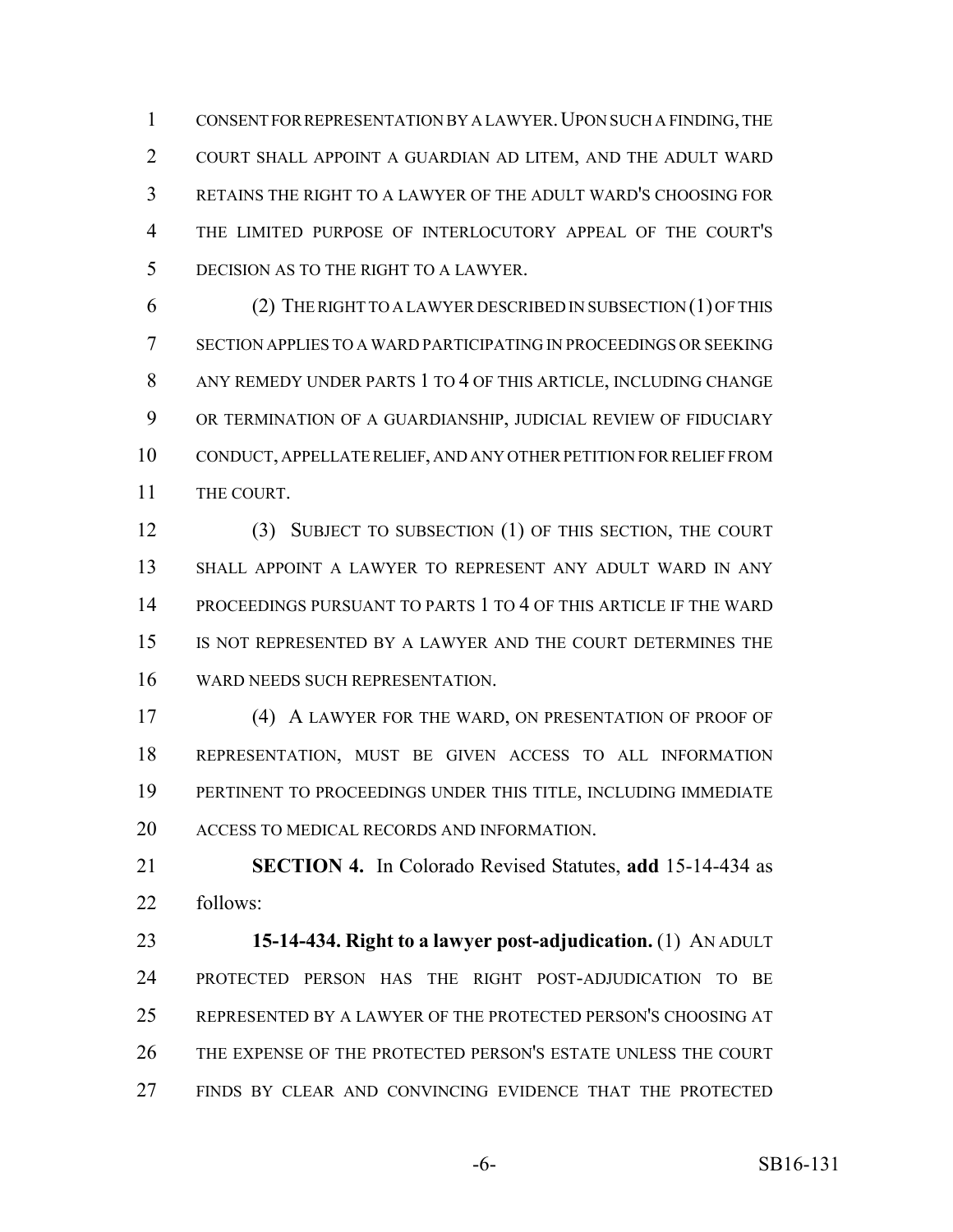CONSENT FOR REPRESENTATION BY A LAWYER. UPON SUCH A FINDING, THE COURT SHALL APPOINT A GUARDIAN AD LITEM, AND THE ADULT WARD RETAINS THE RIGHT TO A LAWYER OF THE ADULT WARD'S CHOOSING FOR THE LIMITED PURPOSE OF INTERLOCUTORY APPEAL OF THE COURT'S DECISION AS TO THE RIGHT TO A LAWYER.

(2) THE RIGHT TO A LAWYER DESCRIBED IN SUBSECTION (1) OF THIS SECTION APPLIES TO A WARD PARTICIPATING IN PROCEEDINGS OR SEEKING ANY REMEDY UNDER PARTS 1 TO 4 OF THIS ARTICLE, INCLUDING CHANGE OR TERMINATION OF A GUARDIANSHIP, JUDICIAL REVIEW OF FIDUCIARY CONDUCT, APPELLATE RELIEF, AND ANY OTHER PETITION FOR RELIEF FROM THE COURT.

(3) SUBJECT TO SUBSECTION (1) OF THIS SECTION, THE COURT SHALL APPOINT A LAWYER TO REPRESENT ANY ADULT WARD IN ANY PROCEEDINGS PURSUANT TO PARTS 1 TO 4 OF THIS ARTICLE IF THE WARD IS NOT REPRESENTED BY A LAWYER AND THE COURT DETERMINES THE WARD NEEDS SUCH REPRESENTATION.

(4) A LAWYER FOR THE WARD, ON PRESENTATION OF PROOF OF REPRESENTATION, MUST BE GIVEN ACCESS TO ALL INFORMATION PERTINENT TO PROCEEDINGS UNDER THIS TITLE, INCLUDING IMMEDIATE ACCESS TO MEDICAL RECORDS AND INFORMATION.

**SECTION 4.** In Colorado Revised Statutes, **add** 15-14-434 as follows:

**15-14-434. Right to a lawyer post-adjudication.** (1) AN ADULT PROTECTED PERSON HAS THE RIGHT POST-ADJUDICATION TO BE REPRESENTED BY A LAWYER OF THE PROTECTED PERSON'S CHOOSING AT THE EXPENSE OF THE PROTECTED PERSON'S ESTATE UNLESS THE COURT FINDS BY CLEAR AND CONVINCING EVIDENCE THAT THE PROTECTED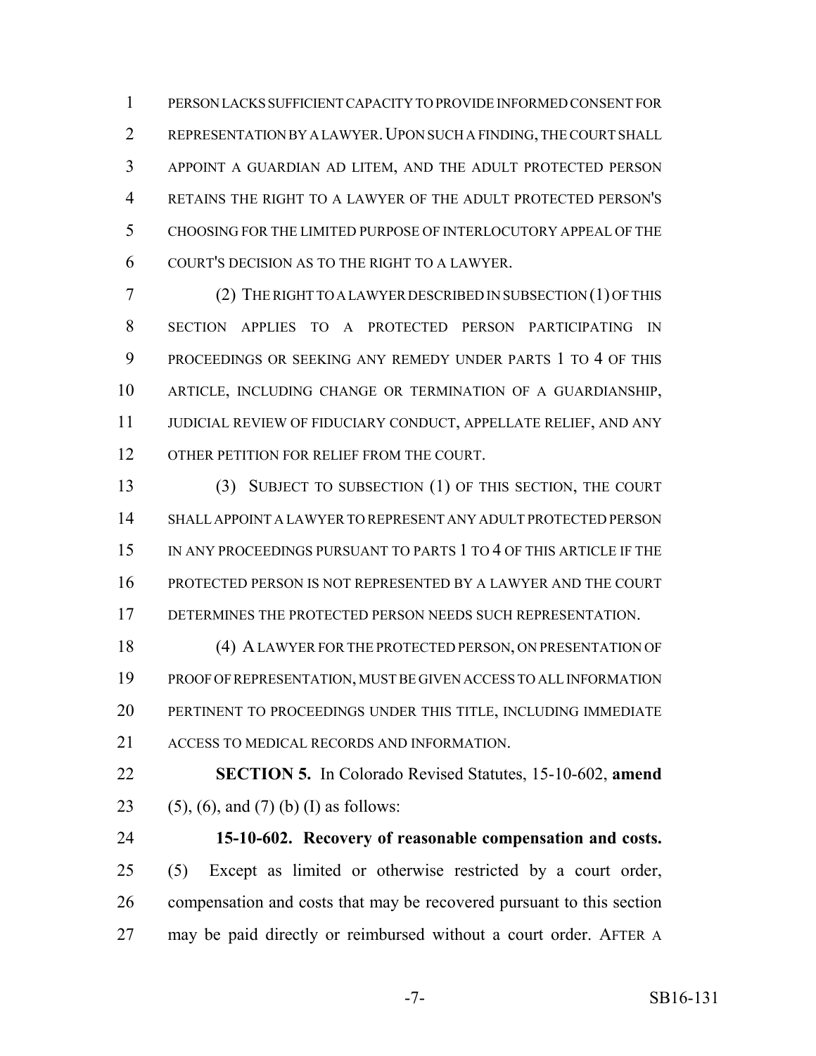PERSON LACKS SUFFICIENT CAPACITY TO PROVIDE INFORMED CONSENT FOR REPRESENTATION BY A LAWYER. UPON SUCH A FINDING, THE COURT SHALL APPOINT A GUARDIAN AD LITEM, AND THE ADULT PROTECTED PERSON RETAINS THE RIGHT TO A LAWYER OF THE ADULT PROTECTED PERSON'S CHOOSING FOR THE LIMITED PURPOSE OF INTERLOCUTORY APPEAL OF THE COURT'S DECISION AS TO THE RIGHT TO A LAWYER.

(2) THE RIGHT TO A LAWYER DESCRIBED IN SUBSECTION (1) OF THIS SECTION APPLIES TO A PROTECTED PERSON PARTICIPATING IN PROCEEDINGS OR SEEKING ANY REMEDY UNDER PARTS 1 TO 4 OF THIS ARTICLE, INCLUDING CHANGE OR TERMINATION OF A GUARDIANSHIP, JUDICIAL REVIEW OF FIDUCIARY CONDUCT, APPELLATE RELIEF, AND ANY OTHER PETITION FOR RELIEF FROM THE COURT.

(3) SUBJECT TO SUBSECTION (1) OF THIS SECTION, THE COURT SHALL APPOINT A LAWYER TO REPRESENT ANY ADULT PROTECTED PERSON IN ANY PROCEEDINGS PURSUANT TO PARTS 1 TO 4 OF THIS ARTICLE IF THE PROTECTED PERSON IS NOT REPRESENTED BY A LAWYER AND THE COURT DETERMINES THE PROTECTED PERSON NEEDS SUCH REPRESENTATION.

(4) A LAWYER FOR THE PROTECTED PERSON, ON PRESENTATION OF PROOF OF REPRESENTATION, MUST BE GIVEN ACCESS TO ALL INFORMATION PERTINENT TO PROCEEDINGS UNDER THIS TITLE, INCLUDING IMMEDIATE ACCESS TO MEDICAL RECORDS AND INFORMATION.

**SECTION 5.** In Colorado Revised Statutes, 15-10-602, **amend** (5), (6), and (7) (b) (I) as follows:

**15-10-602. Recovery of reasonable compensation and costs.** (5) Except as limited or otherwise restricted by a court order, compensation and costs that may be recovered pursuant to this section may be paid directly or reimbursed without a court order. AFTER A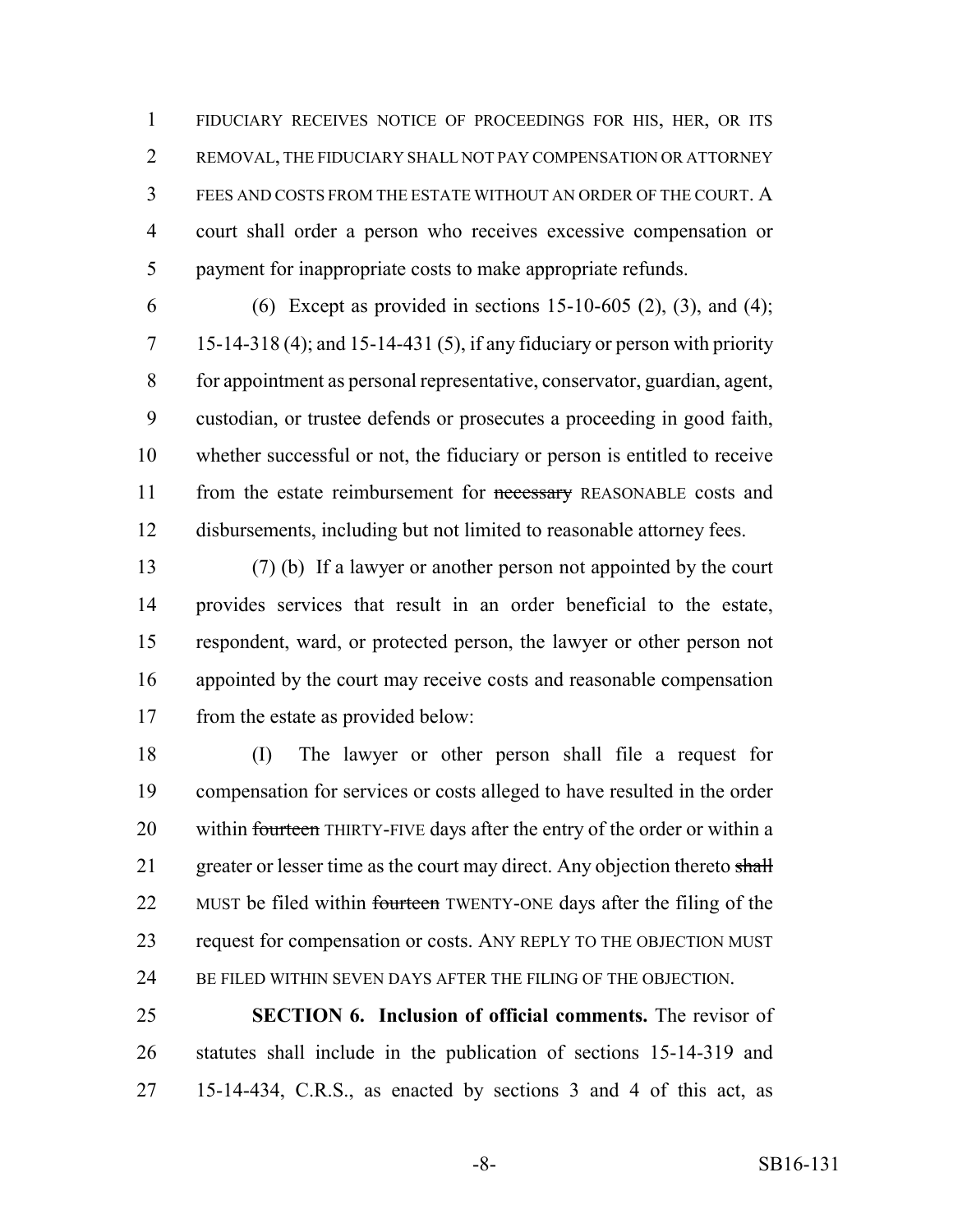FIDUCIARY RECEIVES NOTICE OF PROCEEDINGS FOR HIS, HER, OR ITS REMOVAL, THE FIDUCIARY SHALL NOT PAY COMPENSATION OR ATTORNEY FEES AND COSTS FROM THE ESTATE WITHOUT AN ORDER OF THE COURT. A court shall order a person who receives excessive compensation or payment for inappropriate costs to make appropriate refunds.

(6) Except as provided in sections 15-10-605 (2), (3), and (4); 15-14-318 (4); and 15-14-431 (5), if any fiduciary or person with priority for appointment as personal representative, conservator, guardian, agent, custodian, or trustee defends or prosecutes a proceeding in good faith, whether successful or not, the fiduciary or person is entitled to receive from the estate reimbursement for ~~necessary~~ REASONABLE costs and disbursements, including but not limited to reasonable attorney fees.

(7) (b) If a lawyer or another person not appointed by the court provides services that result in an order beneficial to the estate, respondent, ward, or protected person, the lawyer or other person not appointed by the court may receive costs and reasonable compensation from the estate as provided below:

(I) The lawyer or other person shall file a request for compensation for services or costs alleged to have resulted in the order within ~~fourteen~~ THIRTY-FIVE days after the entry of the order or within a greater or lesser time as the court may direct. Any objection thereto ~~shall~~ MUST be filed within ~~fourteen~~ TWENTY-ONE days after the filing of the request for compensation or costs. ANY REPLY TO THE OBJECTION MUST BE FILED WITHIN SEVEN DAYS AFTER THE FILING OF THE OBJECTION.

**SECTION 6. Inclusion of official comments.** The revisor of statutes shall include in the publication of sections 15-14-319 and 15-14-434, C.R.S., as enacted by sections 3 and 4 of this act, as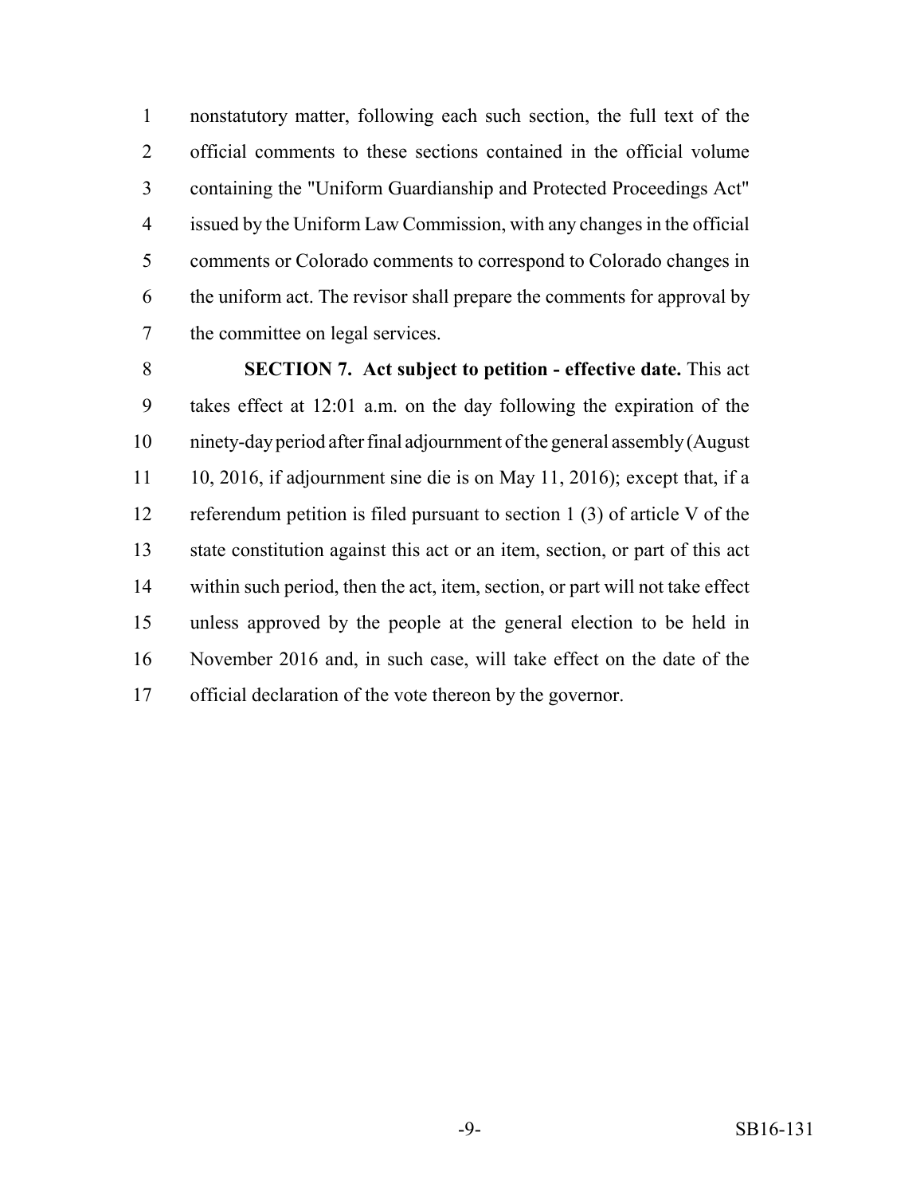nonstatutory matter, following each such section, the full text of the official comments to these sections contained in the official volume containing the "Uniform Guardianship and Protected Proceedings Act" issued by the Uniform Law Commission, with any changes in the official comments or Colorado comments to correspond to Colorado changes in the uniform act. The revisor shall prepare the comments for approval by the committee on legal services.

**SECTION 7. Act subject to petition - effective date.** This act takes effect at 12:01 a.m. on the day following the expiration of the ninety-day period after final adjournment of the general assembly (August 10, 2016, if adjournment sine die is on May 11, 2016); except that, if a referendum petition is filed pursuant to section 1 (3) of article V of the state constitution against this act or an item, section, or part of this act within such period, then the act, item, section, or part will not take effect unless approved by the people at the general election to be held in November 2016 and, in such case, will take effect on the date of the official declaration of the vote thereon by the governor.